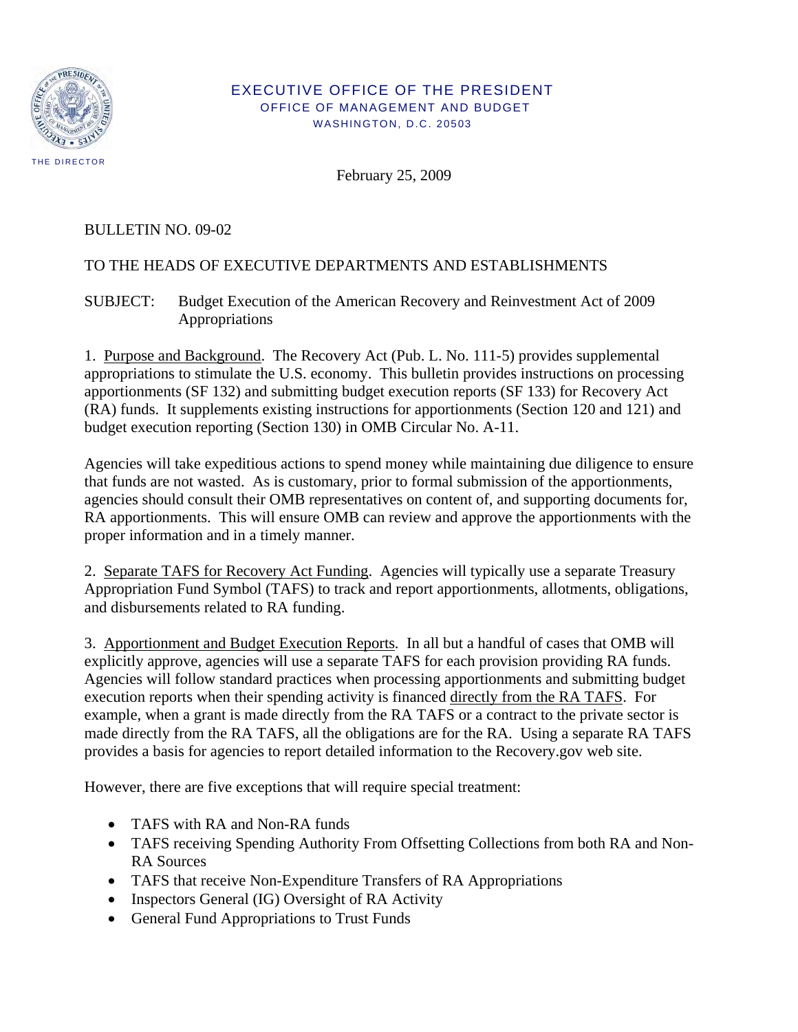EXECUTIVE OFFICE OF THE PRESIDENT
OFFICE OF MANAGEMENT AND BUDGET
WASHINGTON, D.C. 20503

THE DIRECTOR

February 25, 2009

BULLETIN NO. 09-02

TO THE HEADS OF EXECUTIVE DEPARTMENTS AND ESTABLISHMENTS

SUBJECT: Budget Execution of the American Recovery and Reinvestment Act of 2009 Appropriations

1. Purpose and Background. The Recovery Act (Pub. L. No. 111-5) provides supplemental appropriations to stimulate the U.S. economy. This bulletin provides instructions on processing apportionments (SF 132) and submitting budget execution reports (SF 133) for Recovery Act (RA) funds. It supplements existing instructions for apportionments (Section 120 and 121) and budget execution reporting (Section 130) in OMB Circular No. A-11.

Agencies will take expeditious actions to spend money while maintaining due diligence to ensure that funds are not wasted. As is customary, prior to formal submission of the apportionments, agencies should consult their OMB representatives on content of, and supporting documents for, RA apportionments. This will ensure OMB can review and approve the apportionments with the proper information and in a timely manner.

2. Separate TAFS for Recovery Act Funding. Agencies will typically use a separate Treasury Appropriation Fund Symbol (TAFS) to track and report apportionments, allotments, obligations, and disbursements related to RA funding.

3. Apportionment and Budget Execution Reports. In all but a handful of cases that OMB will explicitly approve, agencies will use a separate TAFS for each provision providing RA funds. Agencies will follow standard practices when processing apportionments and submitting budget execution reports when their spending activity is financed directly from the RA TAFS. For example, when a grant is made directly from the RA TAFS or a contract to the private sector is made directly from the RA TAFS, all the obligations are for the RA. Using a separate RA TAFS provides a basis for agencies to report detailed information to the Recovery.gov web site.

However, there are five exceptions that will require special treatment:

- TAFS with RA and Non-RA funds
- TAFS receiving Spending Authority From Offsetting Collections from both RA and Non-RA Sources
- TAFS that receive Non-Expenditure Transfers of RA Appropriations
- Inspectors General (IG) Oversight of RA Activity
- General Fund Appropriations to Trust Funds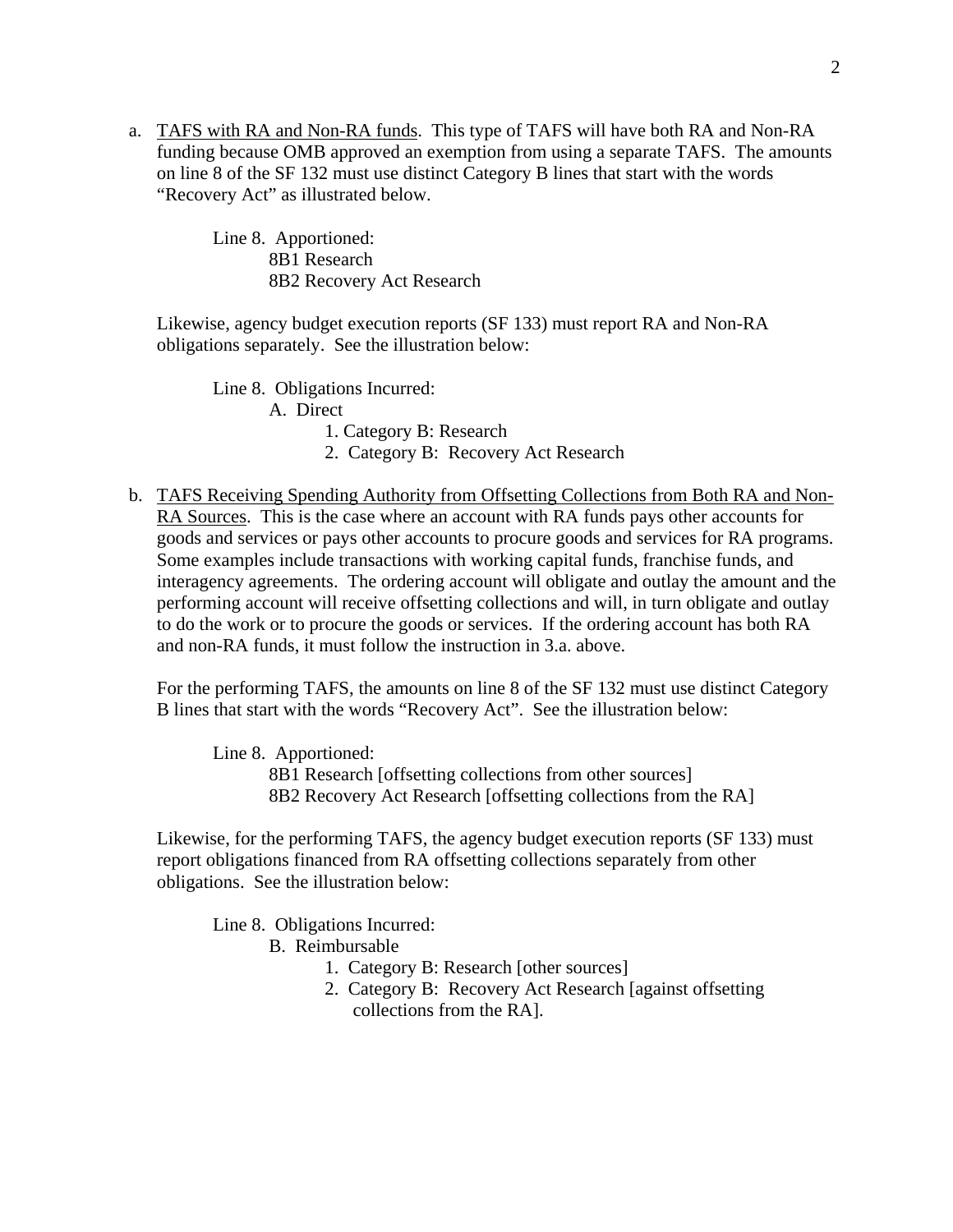a. <u>TAFS with RA and Non-RA funds</u>. This type of TAFS will have both RA and Non-RA funding because OMB approved an exemption from using a separate TAFS. The amounts on line 8 of the SF 132 must use distinct Category B lines that start with the words "Recovery Act" as illustrated below.

    Line 8. Apportioned:
        8B1 Research
        8B2 Recovery Act Research

   Likewise, agency budget execution reports (SF 133) must report RA and Non-RA obligations separately. See the illustration below:

    Line 8. Obligations Incurred:
        A. Direct
            1. Category B: Research
            2. Category B: Recovery Act Research

b. <u>TAFS Receiving Spending Authority from Offsetting Collections from Both RA and Non-RA Sources</u>. This is the case where an account with RA funds pays other accounts for goods and services or pays other accounts to procure goods and services for RA programs. Some examples include transactions with working capital funds, franchise funds, and interagency agreements. The ordering account will obligate and outlay the amount and the performing account will receive offsetting collections and will, in turn obligate and outlay to do the work or to procure the goods or services. If the ordering account has both RA and non-RA funds, it must follow the instruction in 3.a. above.

   For the performing TAFS, the amounts on line 8 of the SF 132 must use distinct Category B lines that start with the words "Recovery Act". See the illustration below:

    Line 8. Apportioned:
        8B1 Research [offsetting collections from other sources]
        8B2 Recovery Act Research [offsetting collections from the RA]

   Likewise, for the performing TAFS, the agency budget execution reports (SF 133) must report obligations financed from RA offsetting collections separately from other obligations. See the illustration below:

    Line 8. Obligations Incurred:
        B. Reimbursable
            1. Category B: Research [other sources]
            2. Category B: Recovery Act Research [against offsetting collections from the RA].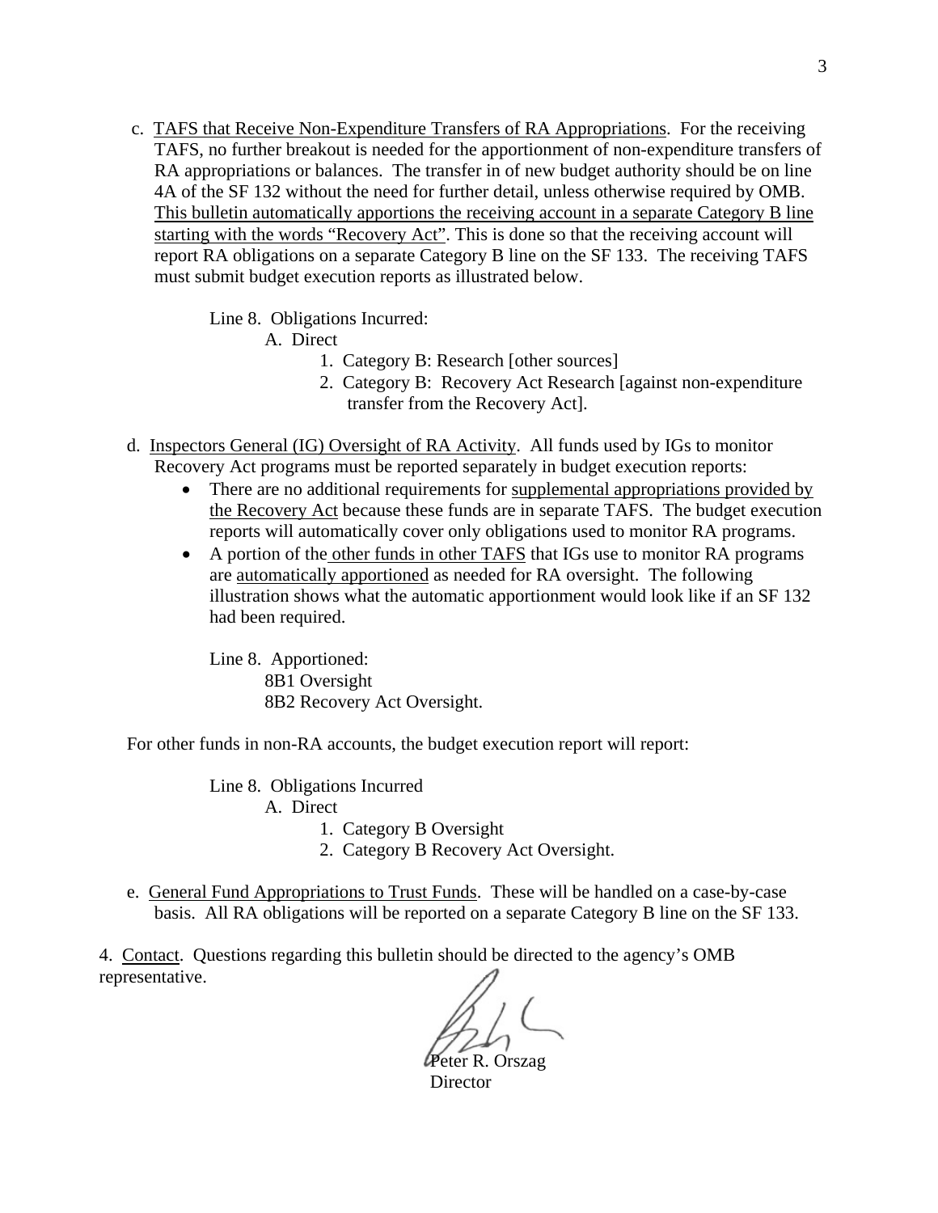c. TAFS that Receive Non-Expenditure Transfers of RA Appropriations. For the receiving TAFS, no further breakout is needed for the apportionment of non-expenditure transfers of RA appropriations or balances. The transfer in of new budget authority should be on line 4A of the SF 132 without the need for further detail, unless otherwise required by OMB. This bulletin automatically apportions the receiving account in a separate Category B line starting with the words "Recovery Act". This is done so that the receiving account will report RA obligations on a separate Category B line on the SF 133. The receiving TAFS must submit budget execution reports as illustrated below.

Line 8. Obligations Incurred:

A. Direct

1. Category B: Research [other sources]
2. Category B: Recovery Act Research [against non-expenditure transfer from the Recovery Act].

d. Inspectors General (IG) Oversight of RA Activity. All funds used by IGs to monitor Recovery Act programs must be reported separately in budget execution reports:

- There are no additional requirements for supplemental appropriations provided by the Recovery Act because these funds are in separate TAFS. The budget execution reports will automatically cover only obligations used to monitor RA programs.
- A portion of the other funds in other TAFS that IGs use to monitor RA programs are automatically apportioned as needed for RA oversight. The following illustration shows what the automatic apportionment would look like if an SF 132 had been required.

Line 8. Apportioned:

8B1 Oversight

8B2 Recovery Act Oversight.

For other funds in non-RA accounts, the budget execution report will report:

Line 8. Obligations Incurred

A. Direct

1. Category B Oversight
2. Category B Recovery Act Oversight.

e. General Fund Appropriations to Trust Funds. These will be handled on a case-by-case basis. All RA obligations will be reported on a separate Category B line on the SF 133.

4. Contact. Questions regarding this bulletin should be directed to the agency's OMB representative.

Peter R. Orszag
Director